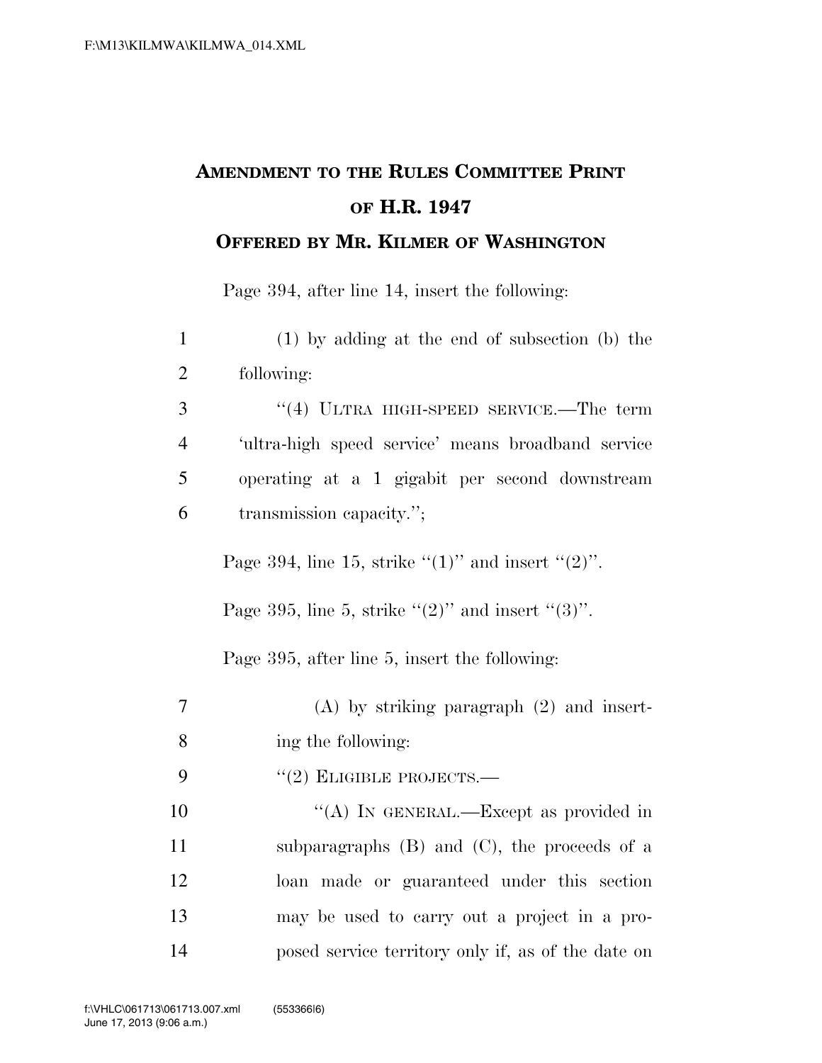# AMENDMENT TO THE RULES COMMITTEE PRINT OF H.R. 1947

## OFFERED BY MR. KILMER OF WASHINGTON

Page 394, after line 14, insert the following:

1 (1) by adding at the end of subsection (b) the
2 following:
3 "(4) ULTRA HIGH-SPEED SERVICE.—The term
4 'ultra-high speed service' means broadband service
5 operating at a 1 gigabit per second downstream
6 transmission capacity.";

Page 394, line 15, strike "(1)" and insert "(2)".

Page 395, line 5, strike "(2)" and insert "(3)".

Page 395, after line 5, insert the following:

7 (A) by striking paragraph (2) and insert-
8 ing the following:
9 "(2) ELIGIBLE PROJECTS.—
10 "(A) IN GENERAL.—Except as provided in
11 subparagraphs (B) and (C), the proceeds of a
12 loan made or guaranteed under this section
13 may be used to carry out a project in a pro-
14 posed service territory only if, as of the date on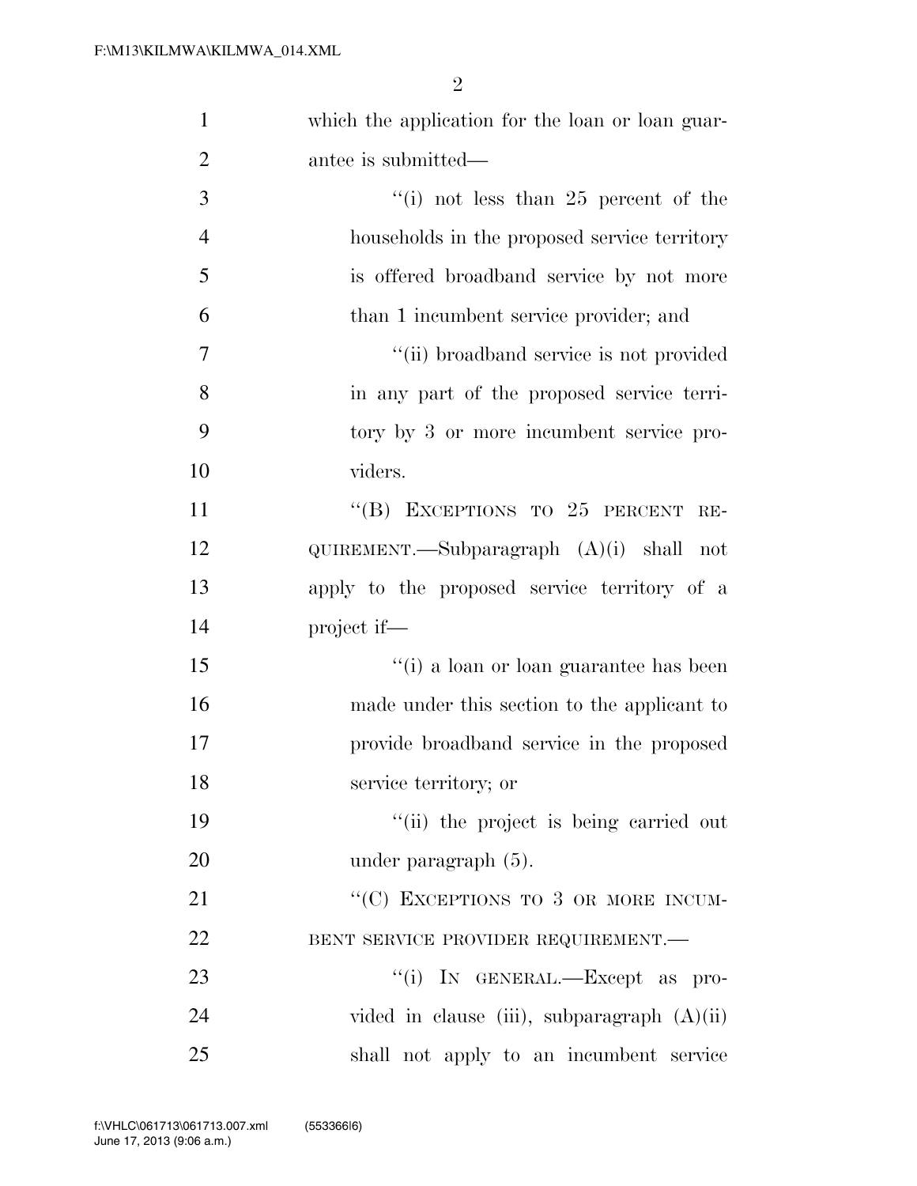which the application for the loan or loan guarantee is submitted—

"(i) not less than 25 percent of the households in the proposed service territory is offered broadband service by not more than 1 incumbent service provider; and

"(ii) broadband service is not provided in any part of the proposed service territory by 3 or more incumbent service providers.

"(B) EXCEPTIONS TO 25 PERCENT REQUIREMENT.—Subparagraph (A)(i) shall not apply to the proposed service territory of a project if—

"(i) a loan or loan guarantee has been made under this section to the applicant to provide broadband service in the proposed service territory; or

"(ii) the project is being carried out under paragraph (5).

"(C) EXCEPTIONS TO 3 OR MORE INCUMBENT SERVICE PROVIDER REQUIREMENT.—

"(i) IN GENERAL.—Except as provided in clause (iii), subparagraph (A)(ii) shall not apply to an incumbent service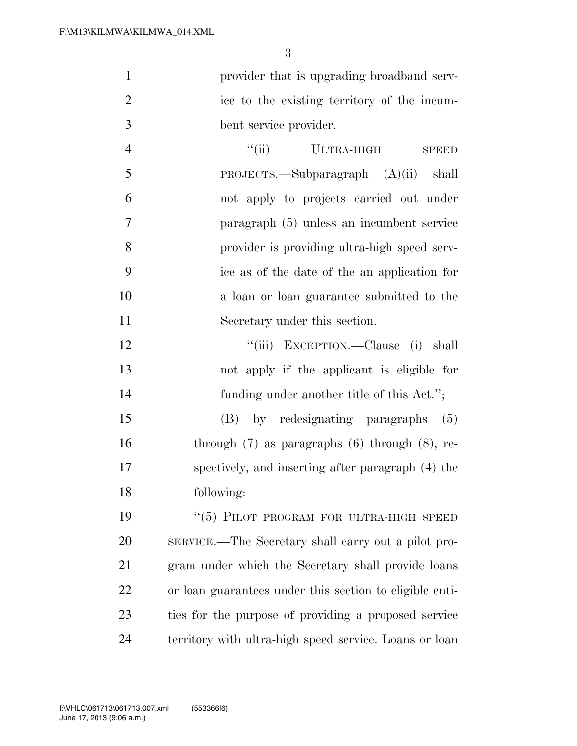provider that is upgrading broadband service to the existing territory of the incumbent service provider.

"(ii) ULTRA-HIGH SPEED PROJECTS.—Subparagraph (A)(ii) shall not apply to projects carried out under paragraph (5) unless an incumbent service provider is providing ultra-high speed service as of the date of the an application for a loan or loan guarantee submitted to the Secretary under this section.

"(iii) EXCEPTION.—Clause (i) shall not apply if the applicant is eligible for funding under another title of this Act.";

(B) by redesignating paragraphs (5) through (7) as paragraphs (6) through (8), respectively, and inserting after paragraph (4) the following:

"(5) PILOT PROGRAM FOR ULTRA-HIGH SPEED SERVICE.—The Secretary shall carry out a pilot program under which the Secretary shall provide loans or loan guarantees under this section to eligible entities for the purpose of providing a proposed service territory with ultra-high speed service. Loans or loan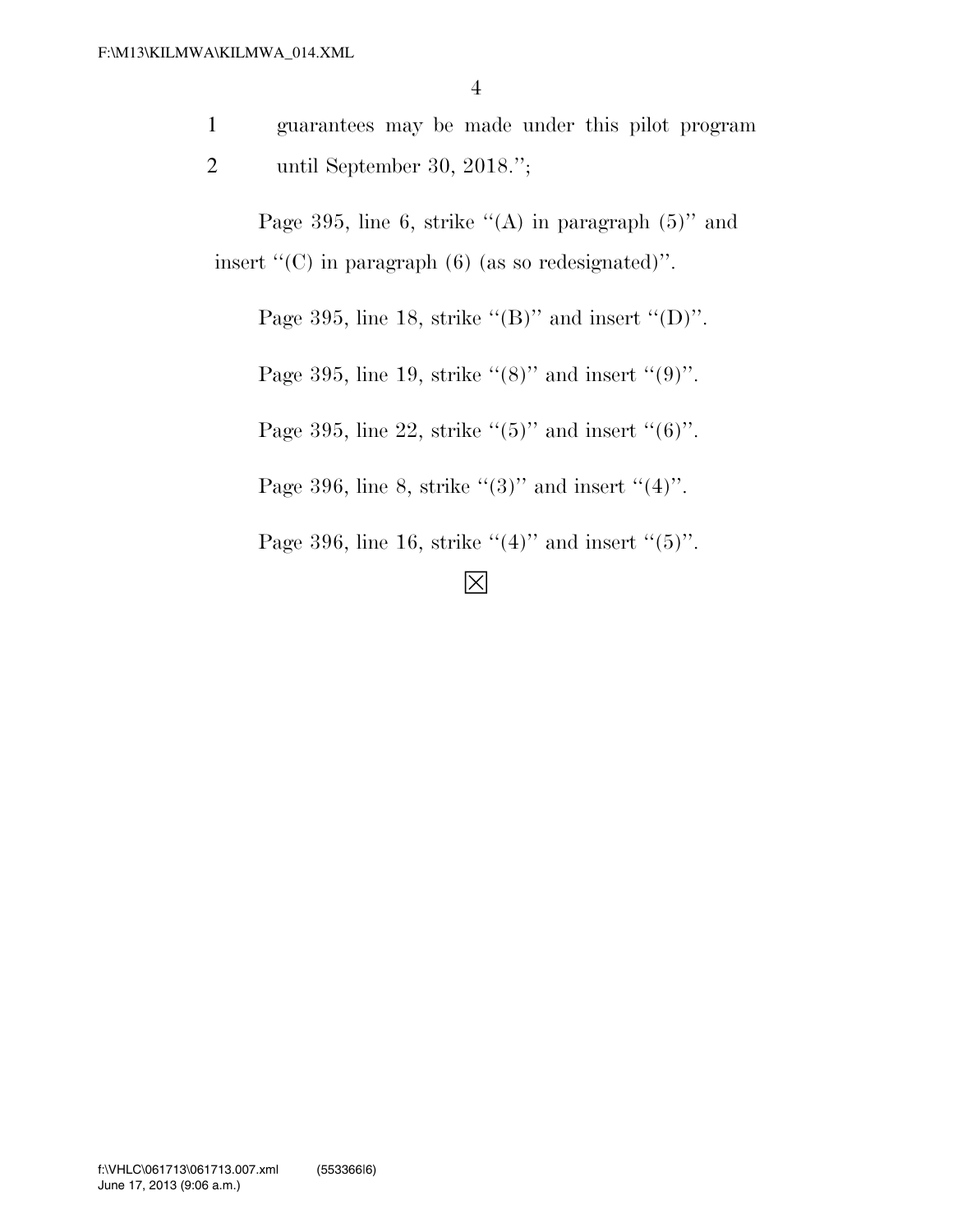1 guarantees may be made under this pilot program
2 until September 30, 2018.'';

Page 395, line 6, strike ''(A) in paragraph (5)'' and insert ''(C) in paragraph (6) (as so redesignated)''.

Page 395, line 18, strike ''(B)'' and insert ''(D)''.

Page 395, line 19, strike ''(8)'' and insert ''(9)''.

Page 395, line 22, strike ''(5)'' and insert ''(6)''.

Page 396, line 8, strike ''(3)'' and insert ''(4)''.

Page 396, line 16, strike ''(4)'' and insert ''(5)''.

☒